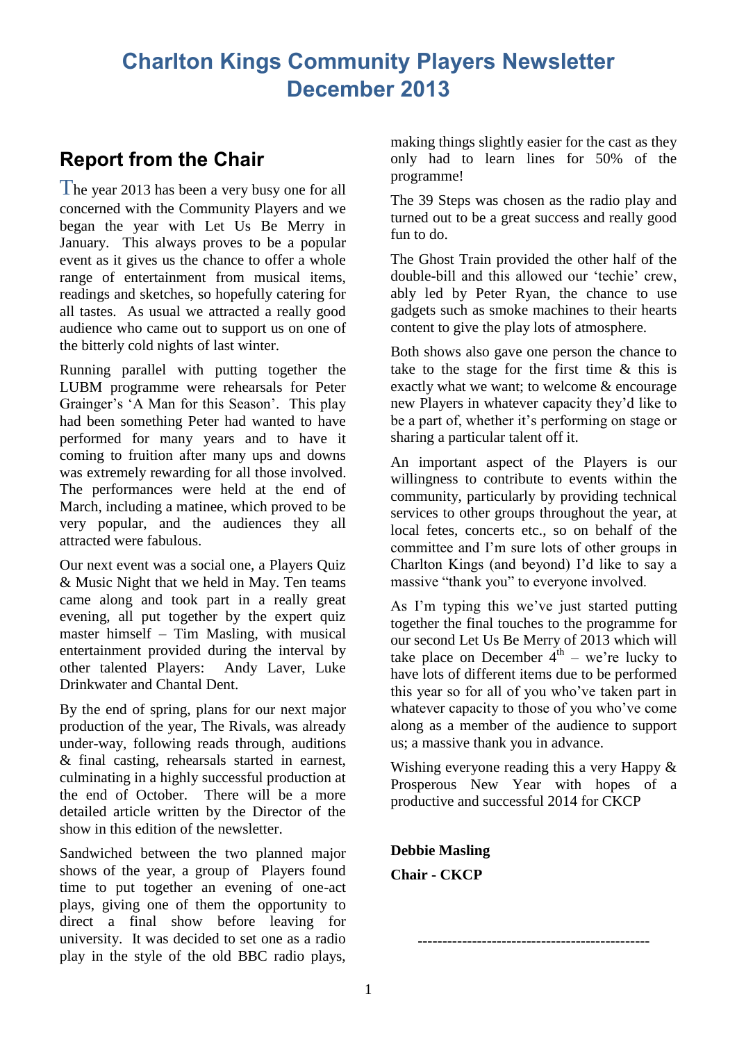# Charlton Kings Community Players Newsletter December 2013

## Report from the Chair

The year 2013 has been a very busy one for all concerned with the Community Players and we began the year with Let Us Be Merry in January. This always proves to be a popular event as it gives us the chance to offer a whole range of entertainment from musical items, readings and sketches, so hopefully catering for all tastes. As usual we attracted a really good audience who came out to support us on one of the bitterly cold nights of last winter.

Running parallel with putting together the LUBM programme were rehearsals for Peter Grainger's 'A Man for this Season'. This play had been something Peter had wanted to have performed for many years and to have it coming to fruition after many ups and downs was extremely rewarding for all those involved. The performances were held at the end of March, including a matinee, which proved to be very popular, and the audiences they all attracted were fabulous.

Our next event was a social one, a Players Quiz & Music Night that we held in May. Ten teams came along and took part in a really great evening, all put together by the expert quiz master himself – Tim Masling, with musical entertainment provided during the interval by other talented Players: Andy Laver, Luke Drinkwater and Chantal Dent.

By the end of spring, plans for our next major production of the year, The Rivals, was already under-way, following reads through, auditions & final casting, rehearsals started in earnest, culminating in a highly successful production at the end of October. There will be a more detailed article written by the Director of the show in this edition of the newsletter.

Sandwiched between the two planned major shows of the year, a group of Players found time to put together an evening of one-act plays, giving one of them the opportunity to direct a final show before leaving for university. It was decided to set one as a radio play in the style of the old BBC radio plays, making things slightly easier for the cast as they only had to learn lines for 50% of the programme!

The 39 Steps was chosen as the radio play and turned out to be a great success and really good fun to do.

The Ghost Train provided the other half of the double-bill and this allowed our 'techie' crew, ably led by Peter Ryan, the chance to use gadgets such as smoke machines to their hearts content to give the play lots of atmosphere.

Both shows also gave one person the chance to take to the stage for the first time & this is exactly what we want; to welcome & encourage new Players in whatever capacity they'd like to be a part of, whether it's performing on stage or sharing a particular talent off it.

An important aspect of the Players is our willingness to contribute to events within the community, particularly by providing technical services to other groups throughout the year, at local fetes, concerts etc., so on behalf of the committee and I'm sure lots of other groups in Charlton Kings (and beyond) I'd like to say a massive "thank you" to everyone involved.

As I'm typing this we've just started putting together the final touches to the programme for our second Let Us Be Merry of 2013 which will take place on December 4th – we're lucky to have lots of different items due to be performed this year so for all of you who've taken part in whatever capacity to those of you who've come along as a member of the audience to support us; a massive thank you in advance.

Wishing everyone reading this a very Happy & Prosperous New Year with hopes of a productive and successful 2014 for CKCP

**Debbie Masling**

**Chair - CKCP**

---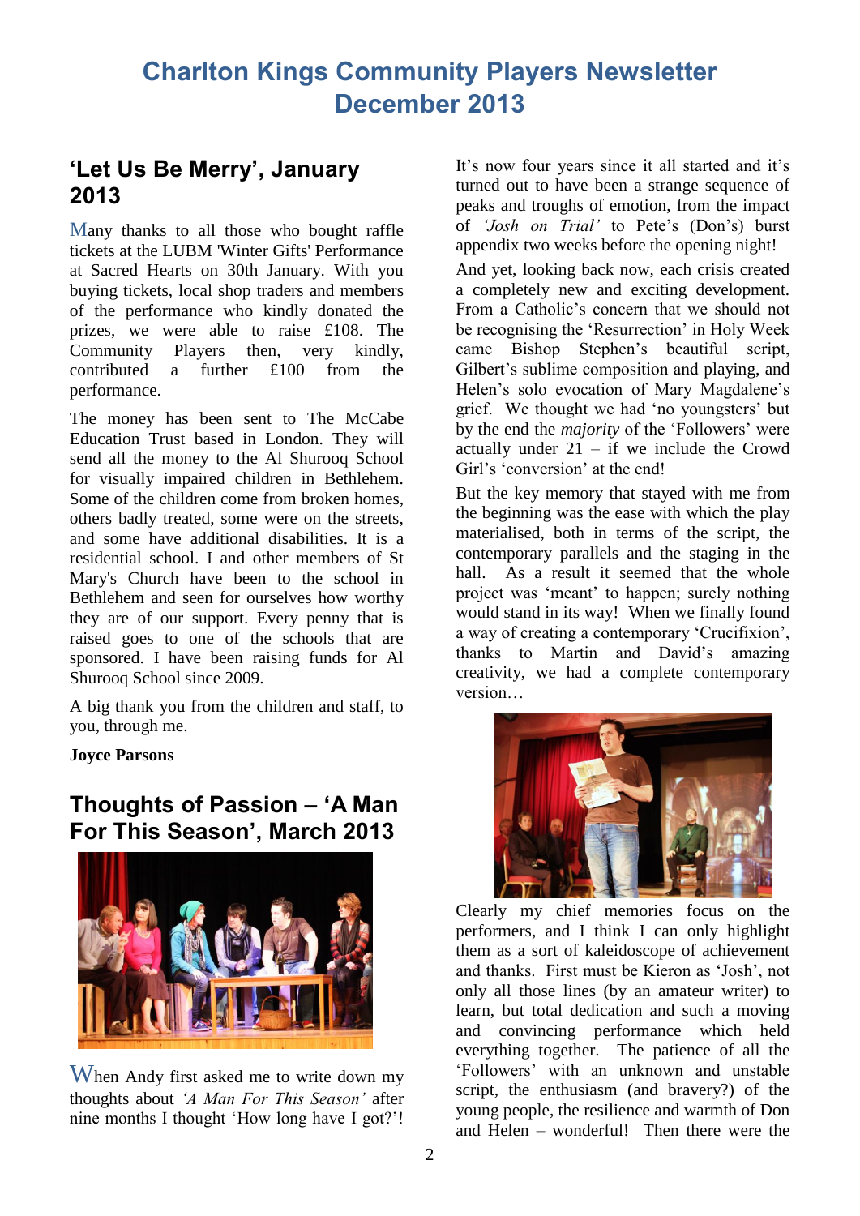# Charlton Kings Community Players Newsletter December 2013

## 'Let Us Be Merry', January 2013

Many thanks to all those who bought raffle tickets at the LUBM 'Winter Gifts' Performance at Sacred Hearts on 30th January. With you buying tickets, local shop traders and members of the performance who kindly donated the prizes, we were able to raise £108. The Community Players then, very kindly, contributed a further £100 from the performance.

The money has been sent to The McCabe Education Trust based in London. They will send all the money to the Al Shurooq School for visually impaired children in Bethlehem. Some of the children come from broken homes, others badly treated, some were on the streets, and some have additional disabilities. It is a residential school. I and other members of St Mary's Church have been to the school in Bethlehem and seen for ourselves how worthy they are of our support. Every penny that is raised goes to one of the schools that are sponsored. I have been raising funds for Al Shurooq School since 2009.

A big thank you from the children and staff, to you, through me.

**Joyce Parsons**

## Thoughts of Passion – 'A Man For This Season', March 2013

When Andy first asked me to write down my thoughts about *'A Man For This Season'* after nine months I thought 'How long have I got?'!

It's now four years since it all started and it's turned out to have been a strange sequence of peaks and troughs of emotion, from the impact of *'Josh on Trial'* to Pete's (Don's) burst appendix two weeks before the opening night!

And yet, looking back now, each crisis created a completely new and exciting development. From a Catholic's concern that we should not be recognising the 'Resurrection' in Holy Week came Bishop Stephen's beautiful script, Gilbert's sublime composition and playing, and Helen's solo evocation of Mary Magdalene's grief. We thought we had 'no youngsters' but by the end the *majority* of the 'Followers' were actually under 21 – if we include the Crowd Girl's 'conversion' at the end!

But the key memory that stayed with me from the beginning was the ease with which the play materialised, both in terms of the script, the contemporary parallels and the staging in the hall. As a result it seemed that the whole project was 'meant' to happen; surely nothing would stand in its way! When we finally found a way of creating a contemporary 'Crucifixion', thanks to Martin and David's amazing creativity, we had a complete contemporary version…

Clearly my chief memories focus on the performers, and I think I can only highlight them as a sort of kaleidoscope of achievement and thanks. First must be Kieron as 'Josh', not only all those lines (by an amateur writer) to learn, but total dedication and such a moving and convincing performance which held everything together. The patience of all the 'Followers' with an unknown and unstable script, the enthusiasm (and bravery?) of the young people, the resilience and warmth of Don and Helen – wonderful! Then there were the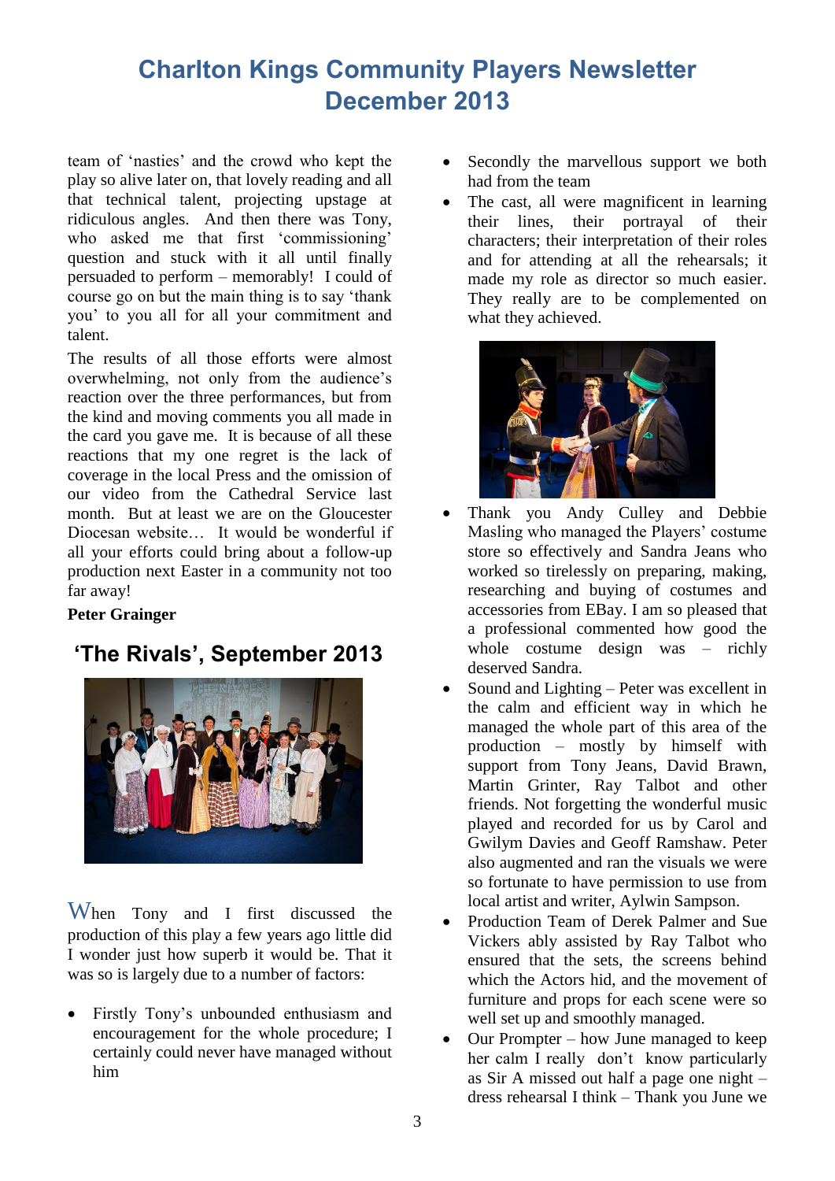# Charlton Kings Community Players Newsletter December 2013

team of 'nasties' and the crowd who kept the play so alive later on, that lovely reading and all that technical talent, projecting upstage at ridiculous angles. And then there was Tony, who asked me that first 'commissioning' question and stuck with it all until finally persuaded to perform – memorably! I could of course go on but the main thing is to say 'thank you' to you all for all your commitment and talent.

The results of all those efforts were almost overwhelming, not only from the audience's reaction over the three performances, but from the kind and moving comments you all made in the card you gave me. It is because of all these reactions that my one regret is the lack of coverage in the local Press and the omission of our video from the Cathedral Service last month. But at least we are on the Gloucester Diocesan website… It would be wonderful if all your efforts could bring about a follow-up production next Easter in a community not too far away!

**Peter Grainger**

## 'The Rivals', September 2013

When Tony and I first discussed the production of this play a few years ago little did I wonder just how superb it would be. That it was so is largely due to a number of factors:

- Firstly Tony's unbounded enthusiasm and encouragement for the whole procedure; I certainly could never have managed without him
- Secondly the marvellous support we both had from the team
- The cast, all were magnificent in learning their lines, their portrayal of their characters; their interpretation of their roles and for attending at all the rehearsals; it made my role as director so much easier. They really are to be complemented on what they achieved.
- Thank you Andy Culley and Debbie Masling who managed the Players' costume store so effectively and Sandra Jeans who worked so tirelessly on preparing, making, researching and buying of costumes and accessories from EBay. I am so pleased that a professional commented how good the whole costume design was – richly deserved Sandra.
- Sound and Lighting – Peter was excellent in the calm and efficient way in which he managed the whole part of this area of the production – mostly by himself with support from Tony Jeans, David Brawn, Martin Grinter, Ray Talbot and other friends. Not forgetting the wonderful music played and recorded for us by Carol and Gwilym Davies and Geoff Ramshaw. Peter also augmented and ran the visuals we were so fortunate to have permission to use from local artist and writer, Aylwin Sampson.
- Production Team of Derek Palmer and Sue Vickers ably assisted by Ray Talbot who ensured that the sets, the screens behind which the Actors hid, and the movement of furniture and props for each scene were so well set up and smoothly managed.
- Our Prompter – how June managed to keep her calm I really don't know particularly as Sir A missed out half a page one night – dress rehearsal I think – Thank you June we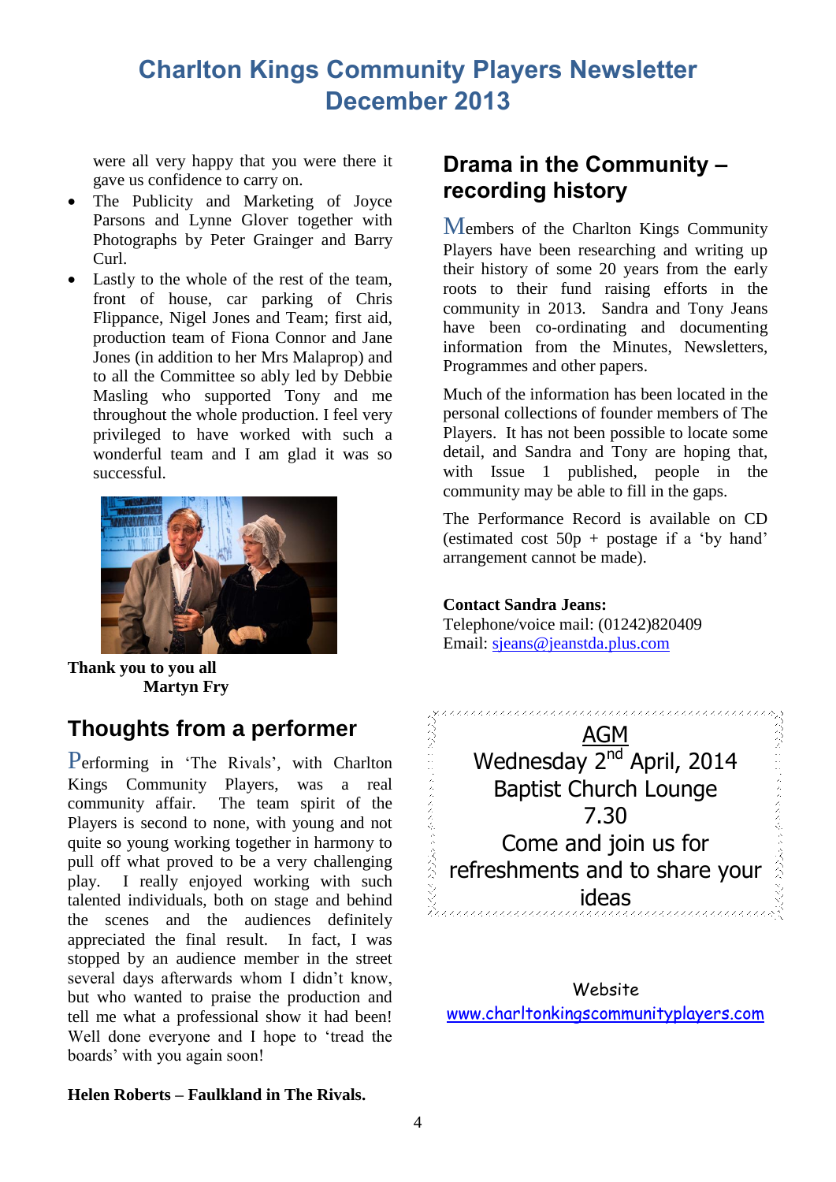# Charlton Kings Community Players Newsletter December 2013

were all very happy that you were there it gave us confidence to carry on.

- The Publicity and Marketing of Joyce Parsons and Lynne Glover together with Photographs by Peter Grainger and Barry Curl.
- Lastly to the whole of the rest of the team, front of house, car parking of Chris Flippance, Nigel Jones and Team; first aid, production team of Fiona Connor and Jane Jones (in addition to her Mrs Malaprop) and to all the Committee so ably led by Debbie Masling who supported Tony and me throughout the whole production. I feel very privileged to have worked with such a wonderful team and I am glad it was so successful.

**Thank you to you all**
**Martyn Fry**

## Thoughts from a performer

Performing in 'The Rivals', with Charlton Kings Community Players, was a real community affair. The team spirit of the Players is second to none, with young and not quite so young working together in harmony to pull off what proved to be a very challenging play. I really enjoyed working with such talented individuals, both on stage and behind the scenes and the audiences definitely appreciated the final result. In fact, I was stopped by an audience member in the street several days afterwards whom I didn't know, but who wanted to praise the production and tell me what a professional show it had been! Well done everyone and I hope to 'tread the boards' with you again soon!

**Helen Roberts – Faulkland in The Rivals.**

## Drama in the Community – recording history

Members of the Charlton Kings Community Players have been researching and writing up their history of some 20 years from the early roots to their fund raising efforts in the community in 2013. Sandra and Tony Jeans have been co-ordinating and documenting information from the Minutes, Newsletters, Programmes and other papers.

Much of the information has been located in the personal collections of founder members of The Players. It has not been possible to locate some detail, and Sandra and Tony are hoping that, with Issue 1 published, people in the community may be able to fill in the gaps.

The Performance Record is available on CD (estimated cost 50p + postage if a 'by hand' arrangement cannot be made).

**Contact Sandra Jeans:**
Telephone/voice mail: (01242)820409
Email: sjeans@jeanstda.plus.com

AGM
Wednesday 2nd April, 2014
Baptist Church Lounge
7.30
Come and join us for refreshments and to share your ideas

Website
www.charltonkingscommunityplayers.com